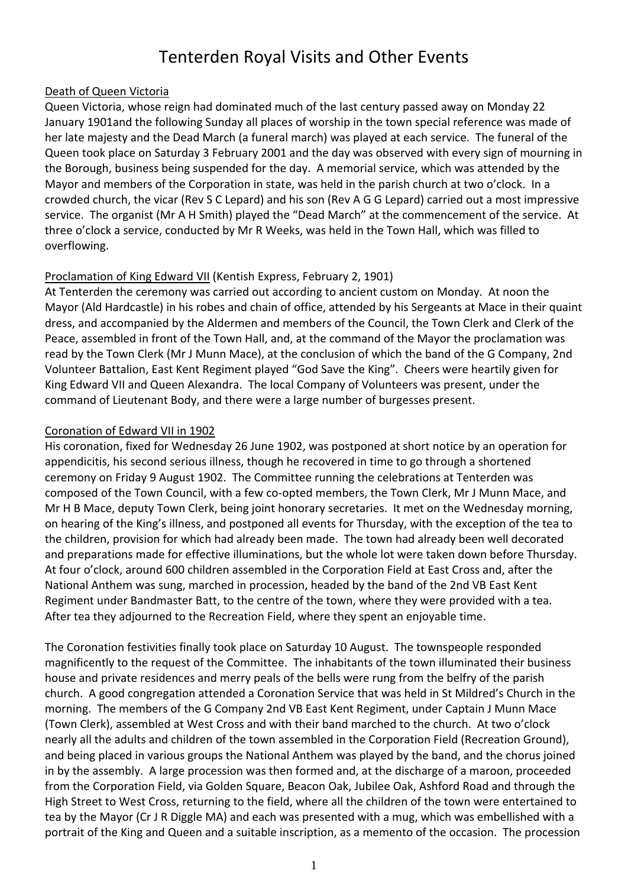# Tenterden Royal Visits and Other Events

## Death of Queen Victoria

Queen Victoria, whose reign had dominated much of the last century passed away on Monday 22 January 1901and the following Sunday all places of worship in the town special reference was made of her late majesty and the Dead March (a funeral march) was played at each service. The funeral of the Queen took place on Saturday 3 February 2001 and the day was observed with every sign of mourning in the Borough, business being suspended for the day. A memorial service, which was attended by the Mayor and members of the Corporation in state, was held in the parish church at two o'clock. In a crowded church, the vicar (Rev S C Lepard) and his son (Rev A G G Lepard) carried out a most impressive service. The organist (Mr A H Smith) played the "Dead March" at the commencement of the service. At three o'clock a service, conducted by Mr R Weeks, was held in the Town Hall, which was filled to overflowing.

## Proclamation of King Edward VII (Kentish Express, February 2, 1901)

At Tenterden the ceremony was carried out according to ancient custom on Monday. At noon the Mayor (Ald Hardcastle) in his robes and chain of office, attended by his Sergeants at Mace in their quaint dress, and accompanied by the Aldermen and members of the Council, the Town Clerk and Clerk of the Peace, assembled in front of the Town Hall, and, at the command of the Mayor the proclamation was read by the Town Clerk (Mr J Munn Mace), at the conclusion of which the band of the G Company, 2nd Volunteer Battalion, East Kent Regiment played "God Save the King". Cheers were heartily given for King Edward VII and Queen Alexandra. The local Company of Volunteers was present, under the command of Lieutenant Body, and there were a large number of burgesses present.

## Coronation of Edward VII in 1902

His coronation, fixed for Wednesday 26 June 1902, was postponed at short notice by an operation for appendicitis, his second serious illness, though he recovered in time to go through a shortened ceremony on Friday 9 August 1902. The Committee running the celebrations at Tenterden was composed of the Town Council, with a few co-opted members, the Town Clerk, Mr J Munn Mace, and Mr H B Mace, deputy Town Clerk, being joint honorary secretaries. It met on the Wednesday morning, on hearing of the King's illness, and postponed all events for Thursday, with the exception of the tea to the children, provision for which had already been made. The town had already been well decorated and preparations made for effective illuminations, but the whole lot were taken down before Thursday. At four o'clock, around 600 children assembled in the Corporation Field at East Cross and, after the National Anthem was sung, marched in procession, headed by the band of the 2nd VB East Kent Regiment under Bandmaster Batt, to the centre of the town, where they were provided with a tea. After tea they adjourned to the Recreation Field, where they spent an enjoyable time.

The Coronation festivities finally took place on Saturday 10 August. The townspeople responded magnificently to the request of the Committee. The inhabitants of the town illuminated their business house and private residences and merry peals of the bells were rung from the belfry of the parish church. A good congregation attended a Coronation Service that was held in St Mildred's Church in the morning. The members of the G Company 2nd VB East Kent Regiment, under Captain J Munn Mace (Town Clerk), assembled at West Cross and with their band marched to the church. At two o'clock nearly all the adults and children of the town assembled in the Corporation Field (Recreation Ground), and being placed in various groups the National Anthem was played by the band, and the chorus joined in by the assembly. A large procession was then formed and, at the discharge of a maroon, proceeded from the Corporation Field, via Golden Square, Beacon Oak, Jubilee Oak, Ashford Road and through the High Street to West Cross, returning to the field, where all the children of the town were entertained to tea by the Mayor (Cr J R Diggle MA) and each was presented with a mug, which was embellished with a portrait of the King and Queen and a suitable inscription, as a memento of the occasion. The procession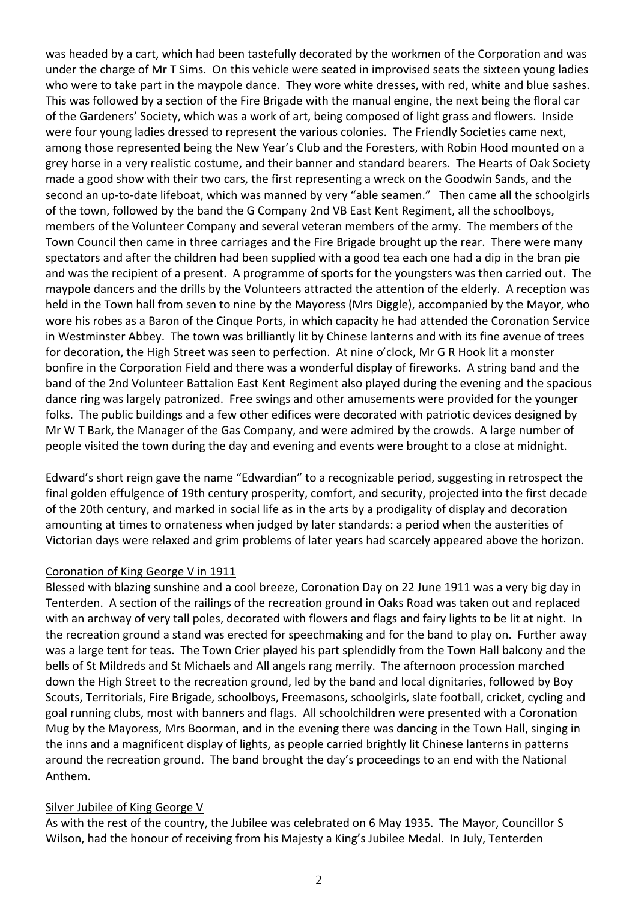was headed by a cart, which had been tastefully decorated by the workmen of the Corporation and was under the charge of Mr T Sims. On this vehicle were seated in improvised seats the sixteen young ladies who were to take part in the maypole dance. They wore white dresses, with red, white and blue sashes. This was followed by a section of the Fire Brigade with the manual engine, the next being the floral car of the Gardeners' Society, which was a work of art, being composed of light grass and flowers. Inside were four young ladies dressed to represent the various colonies. The Friendly Societies came next, among those represented being the New Year's Club and the Foresters, with Robin Hood mounted on a grey horse in a very realistic costume, and their banner and standard bearers. The Hearts of Oak Society made a good show with their two cars, the first representing a wreck on the Goodwin Sands, and the second an up-to-date lifeboat, which was manned by very "able seamen." Then came all the schoolgirls of the town, followed by the band the G Company 2nd VB East Kent Regiment, all the schoolboys, members of the Volunteer Company and several veteran members of the army. The members of the Town Council then came in three carriages and the Fire Brigade brought up the rear. There were many spectators and after the children had been supplied with a good tea each one had a dip in the bran pie and was the recipient of a present. A programme of sports for the youngsters was then carried out. The maypole dancers and the drills by the Volunteers attracted the attention of the elderly. A reception was held in the Town hall from seven to nine by the Mayoress (Mrs Diggle), accompanied by the Mayor, who wore his robes as a Baron of the Cinque Ports, in which capacity he had attended the Coronation Service in Westminster Abbey. The town was brilliantly lit by Chinese lanterns and with its fine avenue of trees for decoration, the High Street was seen to perfection. At nine o'clock, Mr G R Hook lit a monster bonfire in the Corporation Field and there was a wonderful display of fireworks. A string band and the band of the 2nd Volunteer Battalion East Kent Regiment also played during the evening and the spacious dance ring was largely patronized. Free swings and other amusements were provided for the younger folks. The public buildings and a few other edifices were decorated with patriotic devices designed by Mr W T Bark, the Manager of the Gas Company, and were admired by the crowds. A large number of people visited the town during the day and evening and events were brought to a close at midnight.

Edward's short reign gave the name "Edwardian" to a recognizable period, suggesting in retrospect the final golden effulgence of 19th century prosperity, comfort, and security, projected into the first decade of the 20th century, and marked in social life as in the arts by a prodigality of display and decoration amounting at times to ornateness when judged by later standards: a period when the austerities of Victorian days were relaxed and grim problems of later years had scarcely appeared above the horizon.

## Coronation of King George V in 1911

Blessed with blazing sunshine and a cool breeze, Coronation Day on 22 June 1911 was a very big day in Tenterden. A section of the railings of the recreation ground in Oaks Road was taken out and replaced with an archway of very tall poles, decorated with flowers and flags and fairy lights to be lit at night. In the recreation ground a stand was erected for speechmaking and for the band to play on. Further away was a large tent for teas. The Town Crier played his part splendidly from the Town Hall balcony and the bells of St Mildreds and St Michaels and All angels rang merrily. The afternoon procession marched down the High Street to the recreation ground, led by the band and local dignitaries, followed by Boy Scouts, Territorials, Fire Brigade, schoolboys, Freemasons, schoolgirls, slate football, cricket, cycling and goal running clubs, most with banners and flags. All schoolchildren were presented with a Coronation Mug by the Mayoress, Mrs Boorman, and in the evening there was dancing in the Town Hall, singing in the inns and a magnificent display of lights, as people carried brightly lit Chinese lanterns in patterns around the recreation ground. The band brought the day's proceedings to an end with the National Anthem.

## Silver Jubilee of King George V

As with the rest of the country, the Jubilee was celebrated on 6 May 1935. The Mayor, Councillor S Wilson, had the honour of receiving from his Majesty a King's Jubilee Medal. In July, Tenterden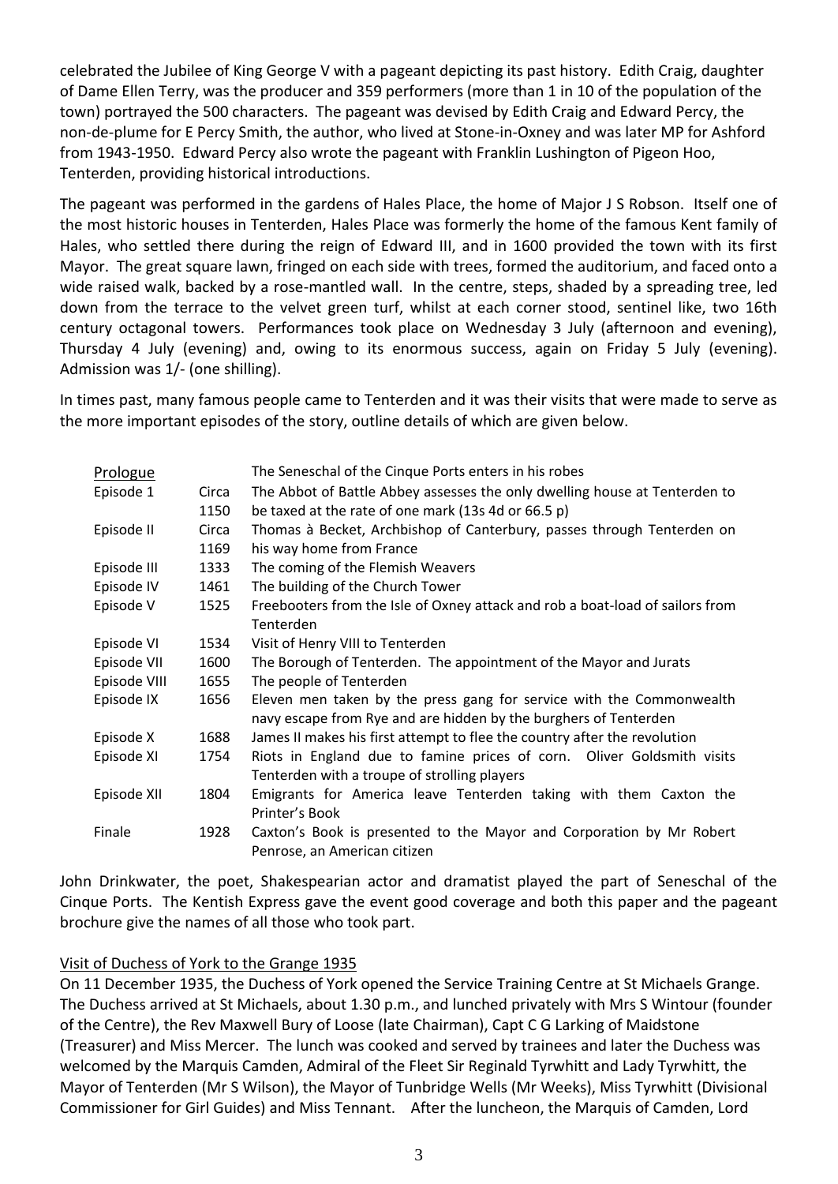celebrated the Jubilee of King George V with a pageant depicting its past history. Edith Craig, daughter of Dame Ellen Terry, was the producer and 359 performers (more than 1 in 10 of the population of the town) portrayed the 500 characters. The pageant was devised by Edith Craig and Edward Percy, the non-de-plume for E Percy Smith, the author, who lived at Stone-in-Oxney and was later MP for Ashford from 1943-1950. Edward Percy also wrote the pageant with Franklin Lushington of Pigeon Hoo, Tenterden, providing historical introductions.

The pageant was performed in the gardens of Hales Place, the home of Major J S Robson. Itself one of the most historic houses in Tenterden, Hales Place was formerly the home of the famous Kent family of Hales, who settled there during the reign of Edward III, and in 1600 provided the town with its first Mayor. The great square lawn, fringed on each side with trees, formed the auditorium, and faced onto a wide raised walk, backed by a rose-mantled wall. In the centre, steps, shaded by a spreading tree, led down from the terrace to the velvet green turf, whilst at each corner stood, sentinel like, two 16th century octagonal towers. Performances took place on Wednesday 3 July (afternoon and evening), Thursday 4 July (evening) and, owing to its enormous success, again on Friday 5 July (evening). Admission was 1/- (one shilling).

In times past, many famous people came to Tenterden and it was their visits that were made to serve as the more important episodes of the story, outline details of which are given below.

| Prologue | | The Seneschal of the Cinque Ports enters in his robes |
|---|---|---|
| Episode 1 | Circa 1150 | The Abbot of Battle Abbey assesses the only dwelling house at Tenterden to be taxed at the rate of one mark (13s 4d or 66.5 p) |
| Episode II | Circa 1169 | Thomas à Becket, Archbishop of Canterbury, passes through Tenterden on his way home from France |
| Episode III | 1333 | The coming of the Flemish Weavers |
| Episode IV | 1461 | The building of the Church Tower |
| Episode V | 1525 | Freebooters from the Isle of Oxney attack and rob a boat-load of sailors from Tenterden |
| Episode VI | 1534 | Visit of Henry VIII to Tenterden |
| Episode VII | 1600 | The Borough of Tenterden. The appointment of the Mayor and Jurats |
| Episode VIII | 1655 | The people of Tenterden |
| Episode IX | 1656 | Eleven men taken by the press gang for service with the Commonwealth navy escape from Rye and are hidden by the burghers of Tenterden |
| Episode X | 1688 | James II makes his first attempt to flee the country after the revolution |
| Episode XI | 1754 | Riots in England due to famine prices of corn. Oliver Goldsmith visits Tenterden with a troupe of strolling players |
| Episode XII | 1804 | Emigrants for America leave Tenterden taking with them Caxton the Printer's Book |
| Finale | 1928 | Caxton's Book is presented to the Mayor and Corporation by Mr Robert Penrose, an American citizen |

John Drinkwater, the poet, Shakespearian actor and dramatist played the part of Seneschal of the Cinque Ports. The Kentish Express gave the event good coverage and both this paper and the pageant brochure give the names of all those who took part.

## Visit of Duchess of York to the Grange 1935

On 11 December 1935, the Duchess of York opened the Service Training Centre at St Michaels Grange. The Duchess arrived at St Michaels, about 1.30 p.m., and lunched privately with Mrs S Wintour (founder of the Centre), the Rev Maxwell Bury of Loose (late Chairman), Capt C G Larking of Maidstone (Treasurer) and Miss Mercer. The lunch was cooked and served by trainees and later the Duchess was welcomed by the Marquis Camden, Admiral of the Fleet Sir Reginald Tyrwhitt and Lady Tyrwhitt, the Mayor of Tenterden (Mr S Wilson), the Mayor of Tunbridge Wells (Mr Weeks), Miss Tyrwhitt (Divisional Commissioner for Girl Guides) and Miss Tennant. After the luncheon, the Marquis of Camden, Lord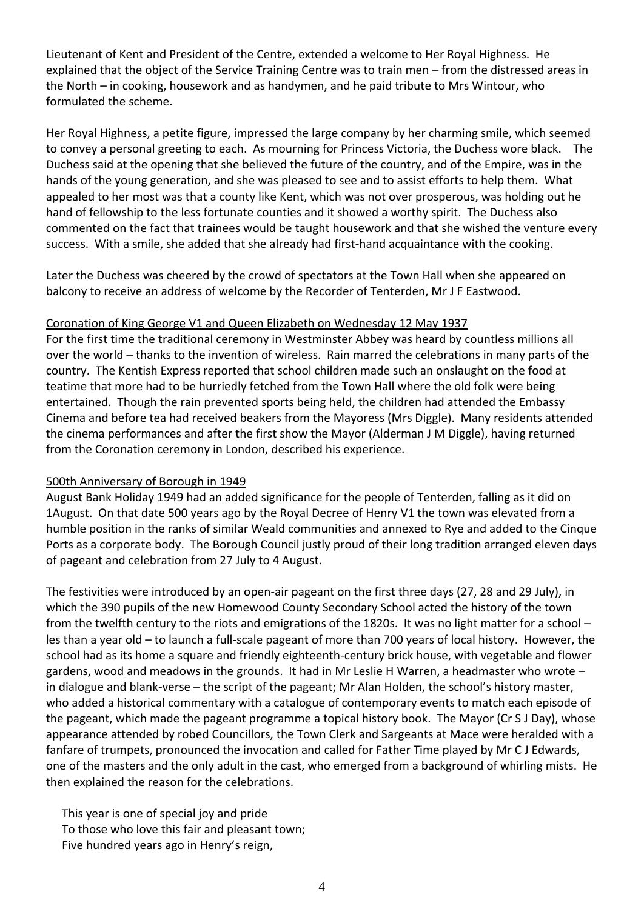Lieutenant of Kent and President of the Centre, extended a welcome to Her Royal Highness. He explained that the object of the Service Training Centre was to train men – from the distressed areas in the North – in cooking, housework and as handymen, and he paid tribute to Mrs Wintour, who formulated the scheme.

Her Royal Highness, a petite figure, impressed the large company by her charming smile, which seemed to convey a personal greeting to each. As mourning for Princess Victoria, the Duchess wore black. The Duchess said at the opening that she believed the future of the country, and of the Empire, was in the hands of the young generation, and she was pleased to see and to assist efforts to help them. What appealed to her most was that a county like Kent, which was not over prosperous, was holding out he hand of fellowship to the less fortunate counties and it showed a worthy spirit. The Duchess also commented on the fact that trainees would be taught housework and that she wished the venture every success. With a smile, she added that she already had first-hand acquaintance with the cooking.

Later the Duchess was cheered by the crowd of spectators at the Town Hall when she appeared on balcony to receive an address of welcome by the Recorder of Tenterden, Mr J F Eastwood.

Coronation of King George V1 and Queen Elizabeth on Wednesday 12 May 1937

For the first time the traditional ceremony in Westminster Abbey was heard by countless millions all over the world – thanks to the invention of wireless. Rain marred the celebrations in many parts of the country. The Kentish Express reported that school children made such an onslaught on the food at teatime that more had to be hurriedly fetched from the Town Hall where the old folk were being entertained. Though the rain prevented sports being held, the children had attended the Embassy Cinema and before tea had received beakers from the Mayoress (Mrs Diggle). Many residents attended the cinema performances and after the first show the Mayor (Alderman J M Diggle), having returned from the Coronation ceremony in London, described his experience.

500th Anniversary of Borough in 1949

August Bank Holiday 1949 had an added significance for the people of Tenterden, falling as it did on 1August. On that date 500 years ago by the Royal Decree of Henry V1 the town was elevated from a humble position in the ranks of similar Weald communities and annexed to Rye and added to the Cinque Ports as a corporate body. The Borough Council justly proud of their long tradition arranged eleven days of pageant and celebration from 27 July to 4 August.

The festivities were introduced by an open-air pageant on the first three days (27, 28 and 29 July), in which the 390 pupils of the new Homewood County Secondary School acted the history of the town from the twelfth century to the riots and emigrations of the 1820s. It was no light matter for a school – les than a year old – to launch a full-scale pageant of more than 700 years of local history. However, the school had as its home a square and friendly eighteenth-century brick house, with vegetable and flower gardens, wood and meadows in the grounds. It had in Mr Leslie H Warren, a headmaster who wrote – in dialogue and blank-verse – the script of the pageant; Mr Alan Holden, the school's history master, who added a historical commentary with a catalogue of contemporary events to match each episode of the pageant, which made the pageant programme a topical history book. The Mayor (Cr S J Day), whose appearance attended by robed Councillors, the Town Clerk and Sargeants at Mace were heralded with a fanfare of trumpets, pronounced the invocation and called for Father Time played by Mr C J Edwards, one of the masters and the only adult in the cast, who emerged from a background of whirling mists. He then explained the reason for the celebrations.

> This year is one of special joy and pride  
> To those who love this fair and pleasant town;  
> Five hundred years ago in Henry's reign,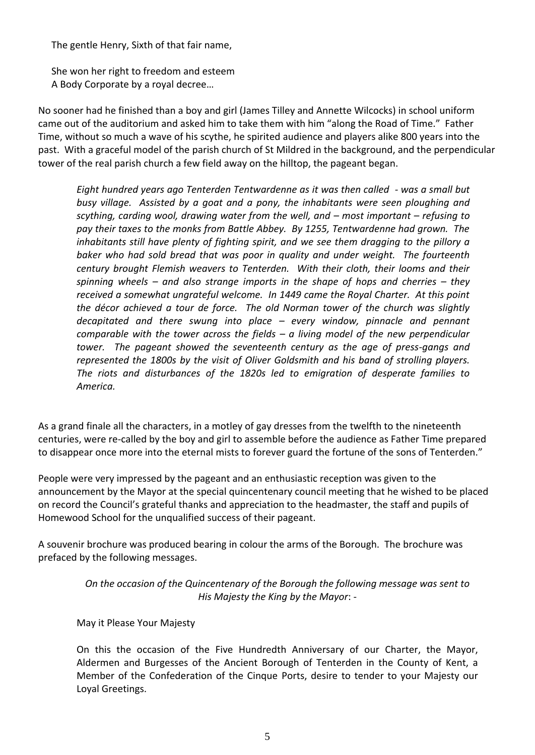The gentle Henry, Sixth of that fair name,

She won her right to freedom and esteem
A Body Corporate by a royal decree…

No sooner had he finished than a boy and girl (James Tilley and Annette Wilcocks) in school uniform came out of the auditorium and asked him to take them with him "along the Road of Time." Father Time, without so much a wave of his scythe, he spirited audience and players alike 800 years into the past. With a graceful model of the parish church of St Mildred in the background, and the perpendicular tower of the real parish church a few field away on the hilltop, the pageant began.

> *Eight hundred years ago Tenterden Tentwardenne as it was then called - was a small but busy village. Assisted by a goat and a pony, the inhabitants were seen ploughing and scything, carding wool, drawing water from the well, and – most important – refusing to pay their taxes to the monks from Battle Abbey. By 1255, Tentwardenne had grown. The inhabitants still have plenty of fighting spirit, and we see them dragging to the pillory a baker who had sold bread that was poor in quality and under weight. The fourteenth century brought Flemish weavers to Tenterden. With their cloth, their looms and their spinning wheels – and also strange imports in the shape of hops and cherries – they received a somewhat ungrateful welcome. In 1449 came the Royal Charter. At this point the décor achieved a tour de force. The old Norman tower of the church was slightly decapitated and there swung into place – every window, pinnacle and pennant comparable with the tower across the fields – a living model of the new perpendicular tower. The pageant showed the seventeenth century as the age of press-gangs and represented the 1800s by the visit of Oliver Goldsmith and his band of strolling players. The riots and disturbances of the 1820s led to emigration of desperate families to America.*

As a grand finale all the characters, in a motley of gay dresses from the twelfth to the nineteenth centuries, were re-called by the boy and girl to assemble before the audience as Father Time prepared to disappear once more into the eternal mists to forever guard the fortune of the sons of Tenterden."

People were very impressed by the pageant and an enthusiastic reception was given to the announcement by the Mayor at the special quincentenary council meeting that he wished to be placed on record the Council's grateful thanks and appreciation to the headmaster, the staff and pupils of Homewood School for the unqualified success of their pageant.

A souvenir brochure was produced bearing in colour the arms of the Borough. The brochure was prefaced by the following messages.

*On the occasion of the Quincentenary of the Borough the following message was sent to His Majesty the King by the Mayor*: -

May it Please Your Majesty

On this the occasion of the Five Hundredth Anniversary of our Charter, the Mayor, Aldermen and Burgesses of the Ancient Borough of Tenterden in the County of Kent, a Member of the Confederation of the Cinque Ports, desire to tender to your Majesty our Loyal Greetings.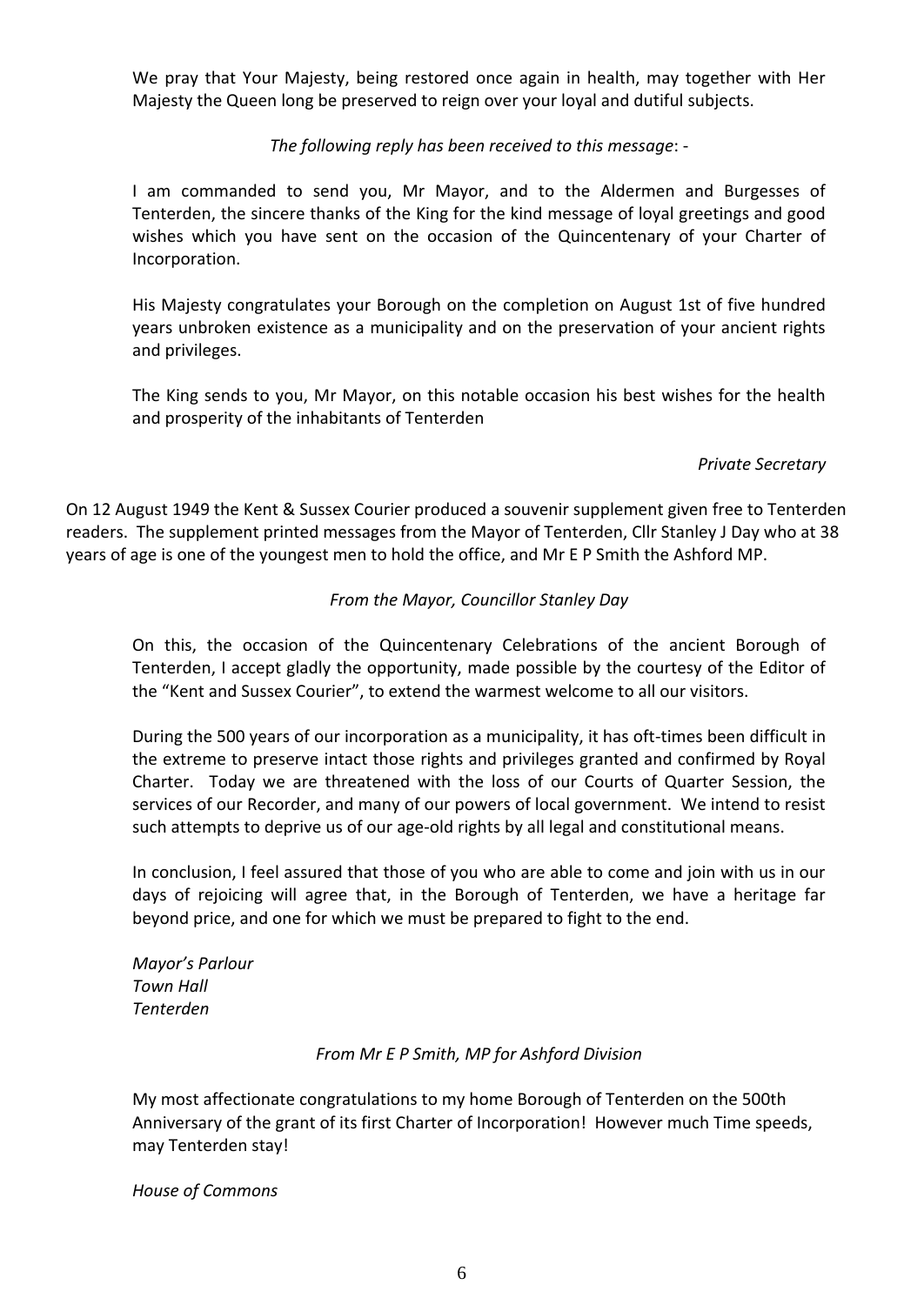We pray that Your Majesty, being restored once again in health, may together with Her Majesty the Queen long be preserved to reign over your loyal and dutiful subjects.

*The following reply has been received to this message*: -

I am commanded to send you, Mr Mayor, and to the Aldermen and Burgesses of Tenterden, the sincere thanks of the King for the kind message of loyal greetings and good wishes which you have sent on the occasion of the Quincentenary of your Charter of Incorporation.

His Majesty congratulates your Borough on the completion on August 1st of five hundred years unbroken existence as a municipality and on the preservation of your ancient rights and privileges.

The King sends to you, Mr Mayor, on this notable occasion his best wishes for the health and prosperity of the inhabitants of Tenterden

*Private Secretary*

On 12 August 1949 the Kent & Sussex Courier produced a souvenir supplement given free to Tenterden readers. The supplement printed messages from the Mayor of Tenterden, Cllr Stanley J Day who at 38 years of age is one of the youngest men to hold the office, and Mr E P Smith the Ashford MP.

*From the Mayor, Councillor Stanley Day*

On this, the occasion of the Quincentenary Celebrations of the ancient Borough of Tenterden, I accept gladly the opportunity, made possible by the courtesy of the Editor of the "Kent and Sussex Courier", to extend the warmest welcome to all our visitors.

During the 500 years of our incorporation as a municipality, it has oft-times been difficult in the extreme to preserve intact those rights and privileges granted and confirmed by Royal Charter. Today we are threatened with the loss of our Courts of Quarter Session, the services of our Recorder, and many of our powers of local government. We intend to resist such attempts to deprive us of our age-old rights by all legal and constitutional means.

In conclusion, I feel assured that those of you who are able to come and join with us in our days of rejoicing will agree that, in the Borough of Tenterden, we have a heritage far beyond price, and one for which we must be prepared to fight to the end.

*Mayor's Parlour*
*Town Hall*
*Tenterden*

*From Mr E P Smith, MP for Ashford Division*

My most affectionate congratulations to my home Borough of Tenterden on the 500th Anniversary of the grant of its first Charter of Incorporation! However much Time speeds, may Tenterden stay!

*House of Commons*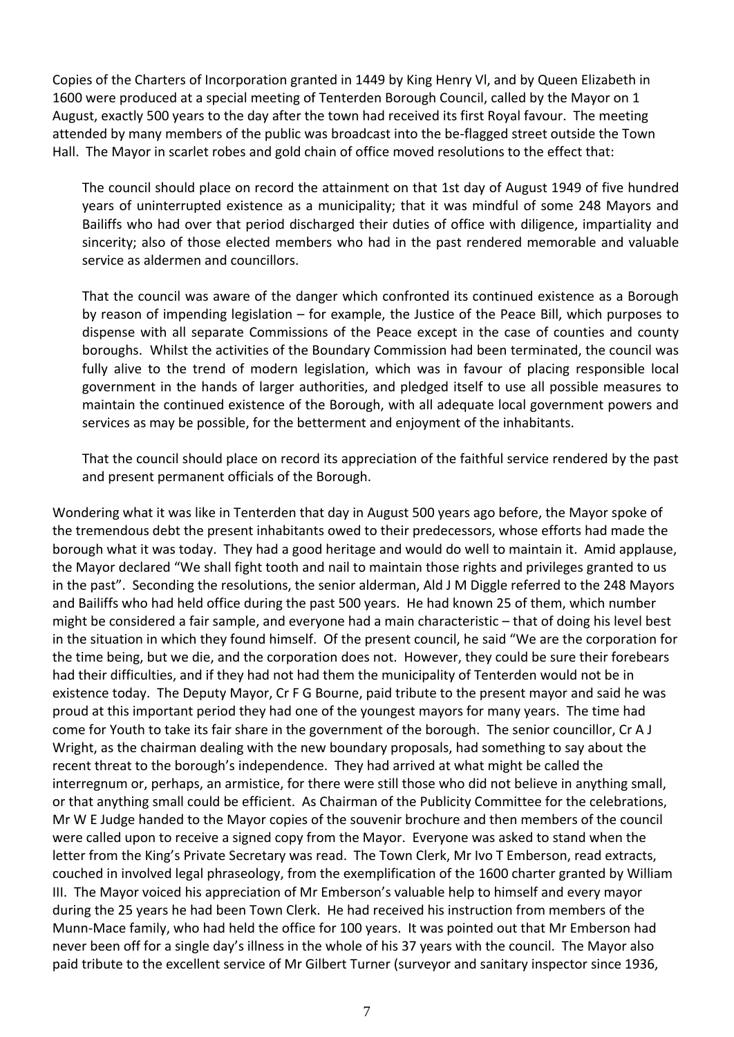Copies of the Charters of Incorporation granted in 1449 by King Henry VI, and by Queen Elizabeth in 1600 were produced at a special meeting of Tenterden Borough Council, called by the Mayor on 1 August, exactly 500 years to the day after the town had received its first Royal favour. The meeting attended by many members of the public was broadcast into the be-flagged street outside the Town Hall. The Mayor in scarlet robes and gold chain of office moved resolutions to the effect that:

> The council should place on record the attainment on that 1st day of August 1949 of five hundred years of uninterrupted existence as a municipality; that it was mindful of some 248 Mayors and Bailiffs who had over that period discharged their duties of office with diligence, impartiality and sincerity; also of those elected members who had in the past rendered memorable and valuable service as aldermen and councillors.
>
> That the council was aware of the danger which confronted its continued existence as a Borough by reason of impending legislation – for example, the Justice of the Peace Bill, which purposes to dispense with all separate Commissions of the Peace except in the case of counties and county boroughs. Whilst the activities of the Boundary Commission had been terminated, the council was fully alive to the trend of modern legislation, which was in favour of placing responsible local government in the hands of larger authorities, and pledged itself to use all possible measures to maintain the continued existence of the Borough, with all adequate local government powers and services as may be possible, for the betterment and enjoyment of the inhabitants.
>
> That the council should place on record its appreciation of the faithful service rendered by the past and present permanent officials of the Borough.

Wondering what it was like in Tenterden that day in August 500 years ago before, the Mayor spoke of the tremendous debt the present inhabitants owed to their predecessors, whose efforts had made the borough what it was today. They had a good heritage and would do well to maintain it. Amid applause, the Mayor declared "We shall fight tooth and nail to maintain those rights and privileges granted to us in the past". Seconding the resolutions, the senior alderman, Ald J M Diggle referred to the 248 Mayors and Bailiffs who had held office during the past 500 years. He had known 25 of them, which number might be considered a fair sample, and everyone had a main characteristic – that of doing his level best in the situation in which they found himself. Of the present council, he said "We are the corporation for the time being, but we die, and the corporation does not. However, they could be sure their forebears had their difficulties, and if they had not had them the municipality of Tenterden would not be in existence today. The Deputy Mayor, Cr F G Bourne, paid tribute to the present mayor and said he was proud at this important period they had one of the youngest mayors for many years. The time had come for Youth to take its fair share in the government of the borough. The senior councillor, Cr A J Wright, as the chairman dealing with the new boundary proposals, had something to say about the recent threat to the borough's independence. They had arrived at what might be called the interregnum or, perhaps, an armistice, for there were still those who did not believe in anything small, or that anything small could be efficient. As Chairman of the Publicity Committee for the celebrations, Mr W E Judge handed to the Mayor copies of the souvenir brochure and then members of the council were called upon to receive a signed copy from the Mayor. Everyone was asked to stand when the letter from the King's Private Secretary was read. The Town Clerk, Mr Ivo T Emberson, read extracts, couched in involved legal phraseology, from the exemplification of the 1600 charter granted by William III. The Mayor voiced his appreciation of Mr Emberson's valuable help to himself and every mayor during the 25 years he had been Town Clerk. He had received his instruction from members of the Munn-Mace family, who had held the office for 100 years. It was pointed out that Mr Emberson had never been off for a single day's illness in the whole of his 37 years with the council. The Mayor also paid tribute to the excellent service of Mr Gilbert Turner (surveyor and sanitary inspector since 1936,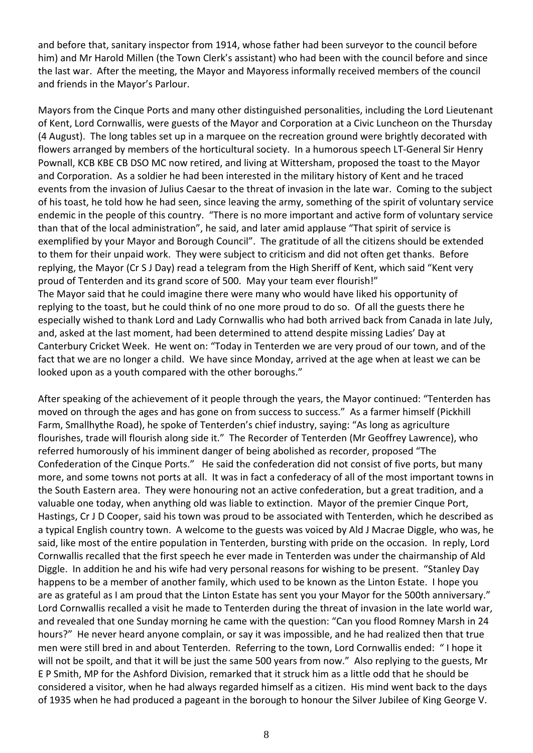and before that, sanitary inspector from 1914, whose father had been surveyor to the council before him) and Mr Harold Millen (the Town Clerk's assistant) who had been with the council before and since the last war. After the meeting, the Mayor and Mayoress informally received members of the council and friends in the Mayor's Parlour.

Mayors from the Cinque Ports and many other distinguished personalities, including the Lord Lieutenant of Kent, Lord Cornwallis, were guests of the Mayor and Corporation at a Civic Luncheon on the Thursday (4 August). The long tables set up in a marquee on the recreation ground were brightly decorated with flowers arranged by members of the horticultural society. In a humorous speech LT-General Sir Henry Pownall, KCB KBE CB DSO MC now retired, and living at Wittersham, proposed the toast to the Mayor and Corporation. As a soldier he had been interested in the military history of Kent and he traced events from the invasion of Julius Caesar to the threat of invasion in the late war. Coming to the subject of his toast, he told how he had seen, since leaving the army, something of the spirit of voluntary service endemic in the people of this country. "There is no more important and active form of voluntary service than that of the local administration", he said, and later amid applause "That spirit of service is exemplified by your Mayor and Borough Council". The gratitude of all the citizens should be extended to them for their unpaid work. They were subject to criticism and did not often get thanks. Before replying, the Mayor (Cr S J Day) read a telegram from the High Sheriff of Kent, which said "Kent very proud of Tenterden and its grand score of 500. May your team ever flourish!"
The Mayor said that he could imagine there were many who would have liked his opportunity of replying to the toast, but he could think of no one more proud to do so. Of all the guests there he especially wished to thank Lord and Lady Cornwallis who had both arrived back from Canada in late July, and, asked at the last moment, had been determined to attend despite missing Ladies' Day at Canterbury Cricket Week. He went on: "Today in Tenterden we are very proud of our town, and of the fact that we are no longer a child. We have since Monday, arrived at the age when at least we can be looked upon as a youth compared with the other boroughs."

After speaking of the achievement of it people through the years, the Mayor continued: "Tenterden has moved on through the ages and has gone on from success to success." As a farmer himself (Pickhill Farm, Smallhythe Road), he spoke of Tenterden's chief industry, saying: "As long as agriculture flourishes, trade will flourish along side it." The Recorder of Tenterden (Mr Geoffrey Lawrence), who referred humorously of his imminent danger of being abolished as recorder, proposed "The Confederation of the Cinque Ports." He said the confederation did not consist of five ports, but many more, and some towns not ports at all. It was in fact a confederacy of all of the most important towns in the South Eastern area. They were honouring not an active confederation, but a great tradition, and a valuable one today, when anything old was liable to extinction. Mayor of the premier Cinque Port, Hastings, Cr J D Cooper, said his town was proud to be associated with Tenterden, which he described as a typical English country town. A welcome to the guests was voiced by Ald J Macrae Diggle, who was, he said, like most of the entire population in Tenterden, bursting with pride on the occasion. In reply, Lord Cornwallis recalled that the first speech he ever made in Tenterden was under the chairmanship of Ald Diggle. In addition he and his wife had very personal reasons for wishing to be present. "Stanley Day happens to be a member of another family, which used to be known as the Linton Estate. I hope you are as grateful as I am proud that the Linton Estate has sent you your Mayor for the 500th anniversary." Lord Cornwallis recalled a visit he made to Tenterden during the threat of invasion in the late world war, and revealed that one Sunday morning he came with the question: "Can you flood Romney Marsh in 24 hours?" He never heard anyone complain, or say it was impossible, and he had realized then that true men were still bred in and about Tenterden. Referring to the town, Lord Cornwallis ended: " I hope it will not be spoilt, and that it will be just the same 500 years from now." Also replying to the guests, Mr E P Smith, MP for the Ashford Division, remarked that it struck him as a little odd that he should be considered a visitor, when he had always regarded himself as a citizen. His mind went back to the days of 1935 when he had produced a pageant in the borough to honour the Silver Jubilee of King George V.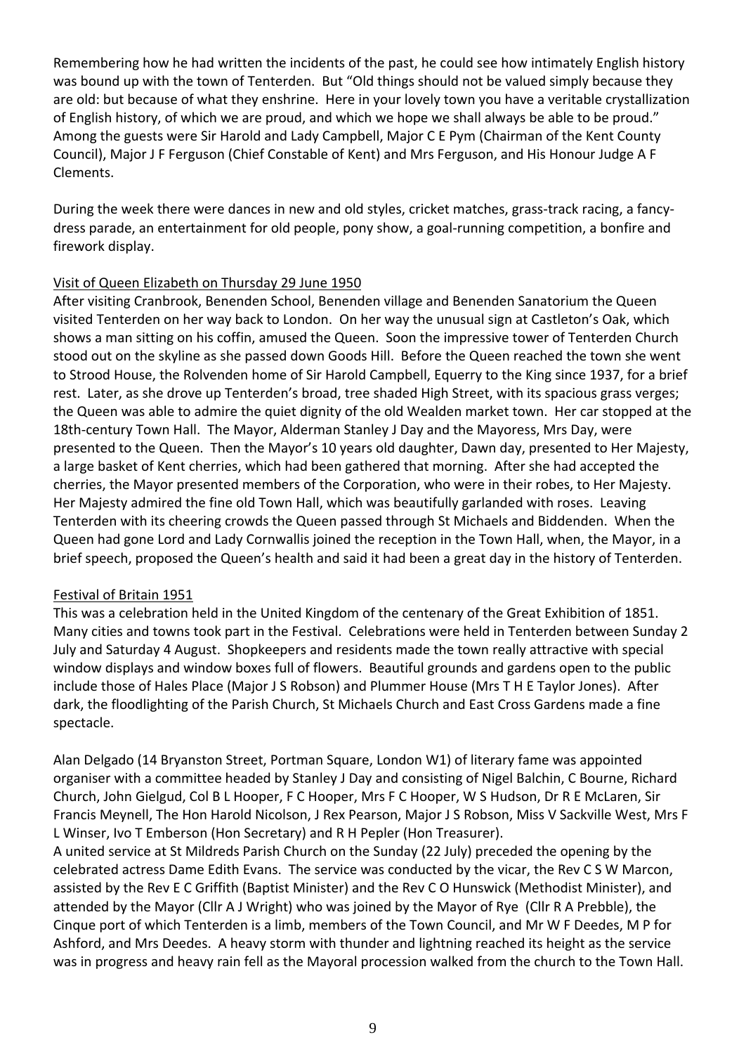Remembering how he had written the incidents of the past, he could see how intimately English history was bound up with the town of Tenterden. But "Old things should not be valued simply because they are old: but because of what they enshrine. Here in your lovely town you have a veritable crystallization of English history, of which we are proud, and which we hope we shall always be able to be proud." Among the guests were Sir Harold and Lady Campbell, Major C E Pym (Chairman of the Kent County Council), Major J F Ferguson (Chief Constable of Kent) and Mrs Ferguson, and His Honour Judge A F Clements.

During the week there were dances in new and old styles, cricket matches, grass-track racing, a fancy-dress parade, an entertainment for old people, pony show, a goal-running competition, a bonfire and firework display.

## Visit of Queen Elizabeth on Thursday 29 June 1950

After visiting Cranbrook, Benenden School, Benenden village and Benenden Sanatorium the Queen visited Tenterden on her way back to London. On her way the unusual sign at Castleton's Oak, which shows a man sitting on his coffin, amused the Queen. Soon the impressive tower of Tenterden Church stood out on the skyline as she passed down Goods Hill. Before the Queen reached the town she went to Strood House, the Rolvenden home of Sir Harold Campbell, Equerry to the King since 1937, for a brief rest. Later, as she drove up Tenterden's broad, tree shaded High Street, with its spacious grass verges; the Queen was able to admire the quiet dignity of the old Wealden market town. Her car stopped at the 18th-century Town Hall. The Mayor, Alderman Stanley J Day and the Mayoress, Mrs Day, were presented to the Queen. Then the Mayor's 10 years old daughter, Dawn day, presented to Her Majesty, a large basket of Kent cherries, which had been gathered that morning. After she had accepted the cherries, the Mayor presented members of the Corporation, who were in their robes, to Her Majesty. Her Majesty admired the fine old Town Hall, which was beautifully garlanded with roses. Leaving Tenterden with its cheering crowds the Queen passed through St Michaels and Biddenden. When the Queen had gone Lord and Lady Cornwallis joined the reception in the Town Hall, when, the Mayor, in a brief speech, proposed the Queen's health and said it had been a great day in the history of Tenterden.

## Festival of Britain 1951

This was a celebration held in the United Kingdom of the centenary of the Great Exhibition of 1851. Many cities and towns took part in the Festival. Celebrations were held in Tenterden between Sunday 2 July and Saturday 4 August. Shopkeepers and residents made the town really attractive with special window displays and window boxes full of flowers. Beautiful grounds and gardens open to the public include those of Hales Place (Major J S Robson) and Plummer House (Mrs T H E Taylor Jones). After dark, the floodlighting of the Parish Church, St Michaels Church and East Cross Gardens made a fine spectacle.

Alan Delgado (14 Bryanston Street, Portman Square, London W1) of literary fame was appointed organiser with a committee headed by Stanley J Day and consisting of Nigel Balchin, C Bourne, Richard Church, John Gielgud, Col B L Hooper, F C Hooper, Mrs F C Hooper, W S Hudson, Dr R E McLaren, Sir Francis Meynell, The Hon Harold Nicolson, J Rex Pearson, Major J S Robson, Miss V Sackville West, Mrs F L Winser, Ivo T Emberson (Hon Secretary) and R H Pepler (Hon Treasurer).

A united service at St Mildreds Parish Church on the Sunday (22 July) preceded the opening by the celebrated actress Dame Edith Evans. The service was conducted by the vicar, the Rev C S W Marcon, assisted by the Rev E C Griffith (Baptist Minister) and the Rev C O Hunswick (Methodist Minister), and attended by the Mayor (Cllr A J Wright) who was joined by the Mayor of Rye (Cllr R A Prebble), the Cinque port of which Tenterden is a limb, members of the Town Council, and Mr W F Deedes, M P for Ashford, and Mrs Deedes. A heavy storm with thunder and lightning reached its height as the service was in progress and heavy rain fell as the Mayoral procession walked from the church to the Town Hall.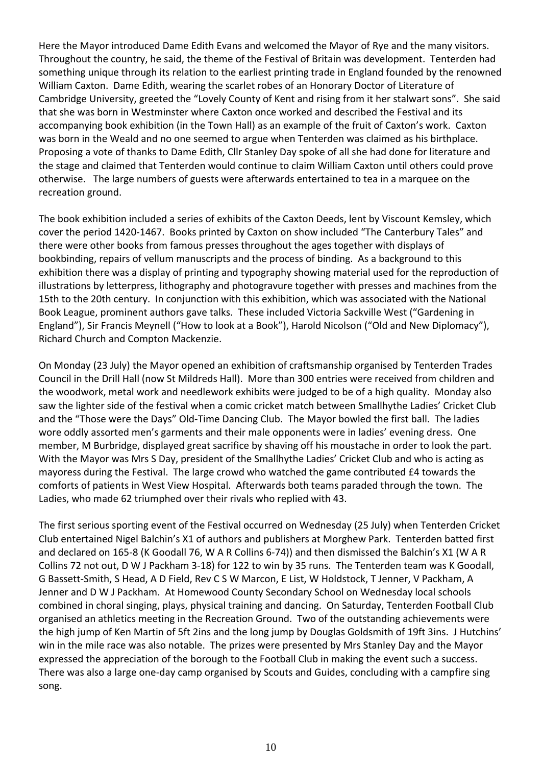Here the Mayor introduced Dame Edith Evans and welcomed the Mayor of Rye and the many visitors. Throughout the country, he said, the theme of the Festival of Britain was development. Tenterden had something unique through its relation to the earliest printing trade in England founded by the renowned William Caxton. Dame Edith, wearing the scarlet robes of an Honorary Doctor of Literature of Cambridge University, greeted the "Lovely County of Kent and rising from it her stalwart sons". She said that she was born in Westminster where Caxton once worked and described the Festival and its accompanying book exhibition (in the Town Hall) as an example of the fruit of Caxton's work. Caxton was born in the Weald and no one seemed to argue when Tenterden was claimed as his birthplace. Proposing a vote of thanks to Dame Edith, Cllr Stanley Day spoke of all she had done for literature and the stage and claimed that Tenterden would continue to claim William Caxton until others could prove otherwise. The large numbers of guests were afterwards entertained to tea in a marquee on the recreation ground.

The book exhibition included a series of exhibits of the Caxton Deeds, lent by Viscount Kemsley, which cover the period 1420-1467. Books printed by Caxton on show included "The Canterbury Tales" and there were other books from famous presses throughout the ages together with displays of bookbinding, repairs of vellum manuscripts and the process of binding. As a background to this exhibition there was a display of printing and typography showing material used for the reproduction of illustrations by letterpress, lithography and photogravure together with presses and machines from the 15th to the 20th century. In conjunction with this exhibition, which was associated with the National Book League, prominent authors gave talks. These included Victoria Sackville West ("Gardening in England"), Sir Francis Meynell ("How to look at a Book"), Harold Nicolson ("Old and New Diplomacy"), Richard Church and Compton Mackenzie.

On Monday (23 July) the Mayor opened an exhibition of craftsmanship organised by Tenterden Trades Council in the Drill Hall (now St Mildreds Hall). More than 300 entries were received from children and the woodwork, metal work and needlework exhibits were judged to be of a high quality. Monday also saw the lighter side of the festival when a comic cricket match between Smallhythe Ladies' Cricket Club and the "Those were the Days" Old-Time Dancing Club. The Mayor bowled the first ball. The ladies wore oddly assorted men's garments and their male opponents were in ladies' evening dress. One member, M Burbridge, displayed great sacrifice by shaving off his moustache in order to look the part. With the Mayor was Mrs S Day, president of the Smallhythe Ladies' Cricket Club and who is acting as mayoress during the Festival. The large crowd who watched the game contributed £4 towards the comforts of patients in West View Hospital. Afterwards both teams paraded through the town. The Ladies, who made 62 triumphed over their rivals who replied with 43.

The first serious sporting event of the Festival occurred on Wednesday (25 July) when Tenterden Cricket Club entertained Nigel Balchin's X1 of authors and publishers at Morghew Park. Tenterden batted first and declared on 165-8 (K Goodall 76, W A R Collins 6-74)) and then dismissed the Balchin's X1 (W A R Collins 72 not out, D W J Packham 3-18) for 122 to win by 35 runs. The Tenterden team was K Goodall, G Bassett-Smith, S Head, A D Field, Rev C S W Marcon, E List, W Holdstock, T Jenner, V Packham, A Jenner and D W J Packham. At Homewood County Secondary School on Wednesday local schools combined in choral singing, plays, physical training and dancing. On Saturday, Tenterden Football Club organised an athletics meeting in the Recreation Ground. Two of the outstanding achievements were the high jump of Ken Martin of 5ft 2ins and the long jump by Douglas Goldsmith of 19ft 3ins. J Hutchins' win in the mile race was also notable. The prizes were presented by Mrs Stanley Day and the Mayor expressed the appreciation of the borough to the Football Club in making the event such a success. There was also a large one-day camp organised by Scouts and Guides, concluding with a campfire sing song.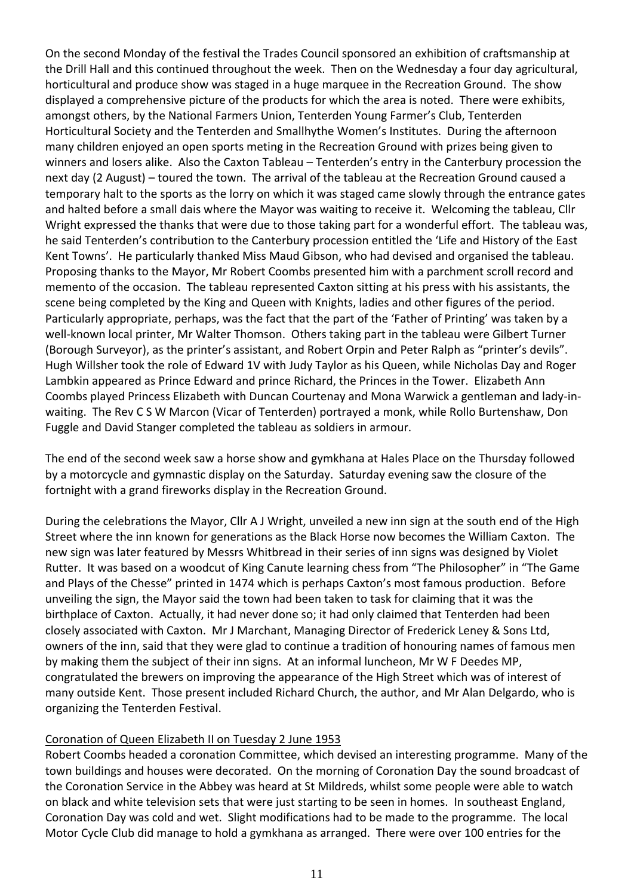On the second Monday of the festival the Trades Council sponsored an exhibition of craftsmanship at the Drill Hall and this continued throughout the week. Then on the Wednesday a four day agricultural, horticultural and produce show was staged in a huge marquee in the Recreation Ground. The show displayed a comprehensive picture of the products for which the area is noted. There were exhibits, amongst others, by the National Farmers Union, Tenterden Young Farmer's Club, Tenterden Horticultural Society and the Tenterden and Smallhythe Women's Institutes. During the afternoon many children enjoyed an open sports meting in the Recreation Ground with prizes being given to winners and losers alike. Also the Caxton Tableau – Tenterden's entry in the Canterbury procession the next day (2 August) – toured the town. The arrival of the tableau at the Recreation Ground caused a temporary halt to the sports as the lorry on which it was staged came slowly through the entrance gates and halted before a small dais where the Mayor was waiting to receive it. Welcoming the tableau, Cllr Wright expressed the thanks that were due to those taking part for a wonderful effort. The tableau was, he said Tenterden's contribution to the Canterbury procession entitled the 'Life and History of the East Kent Towns'. He particularly thanked Miss Maud Gibson, who had devised and organised the tableau. Proposing thanks to the Mayor, Mr Robert Coombs presented him with a parchment scroll record and memento of the occasion. The tableau represented Caxton sitting at his press with his assistants, the scene being completed by the King and Queen with Knights, ladies and other figures of the period. Particularly appropriate, perhaps, was the fact that the part of the 'Father of Printing' was taken by a well-known local printer, Mr Walter Thomson. Others taking part in the tableau were Gilbert Turner (Borough Surveyor), as the printer's assistant, and Robert Orpin and Peter Ralph as "printer's devils". Hugh Willsher took the role of Edward 1V with Judy Taylor as his Queen, while Nicholas Day and Roger Lambkin appeared as Prince Edward and prince Richard, the Princes in the Tower. Elizabeth Ann Coombs played Princess Elizabeth with Duncan Courtenay and Mona Warwick a gentleman and lady-in-waiting. The Rev C S W Marcon (Vicar of Tenterden) portrayed a monk, while Rollo Burtenshaw, Don Fuggle and David Stanger completed the tableau as soldiers in armour.

The end of the second week saw a horse show and gymkhana at Hales Place on the Thursday followed by a motorcycle and gymnastic display on the Saturday. Saturday evening saw the closure of the fortnight with a grand fireworks display in the Recreation Ground.

During the celebrations the Mayor, Cllr A J Wright, unveiled a new inn sign at the south end of the High Street where the inn known for generations as the Black Horse now becomes the William Caxton. The new sign was later featured by Messrs Whitbread in their series of inn signs was designed by Violet Rutter. It was based on a woodcut of King Canute learning chess from "The Philosopher" in "The Game and Plays of the Chesse" printed in 1474 which is perhaps Caxton's most famous production. Before unveiling the sign, the Mayor said the town had been taken to task for claiming that it was the birthplace of Caxton. Actually, it had never done so; it had only claimed that Tenterden had been closely associated with Caxton. Mr J Marchant, Managing Director of Frederick Leney & Sons Ltd, owners of the inn, said that they were glad to continue a tradition of honouring names of famous men by making them the subject of their inn signs. At an informal luncheon, Mr W F Deedes MP, congratulated the brewers on improving the appearance of the High Street which was of interest of many outside Kent. Those present included Richard Church, the author, and Mr Alan Delgardo, who is organizing the Tenterden Festival.

<u>Coronation of Queen Elizabeth II on Tuesday 2 June 1953</u>

Robert Coombs headed a coronation Committee, which devised an interesting programme. Many of the town buildings and houses were decorated. On the morning of Coronation Day the sound broadcast of the Coronation Service in the Abbey was heard at St Mildreds, whilst some people were able to watch on black and white television sets that were just starting to be seen in homes. In southeast England, Coronation Day was cold and wet. Slight modifications had to be made to the programme. The local Motor Cycle Club did manage to hold a gymkhana as arranged. There were over 100 entries for the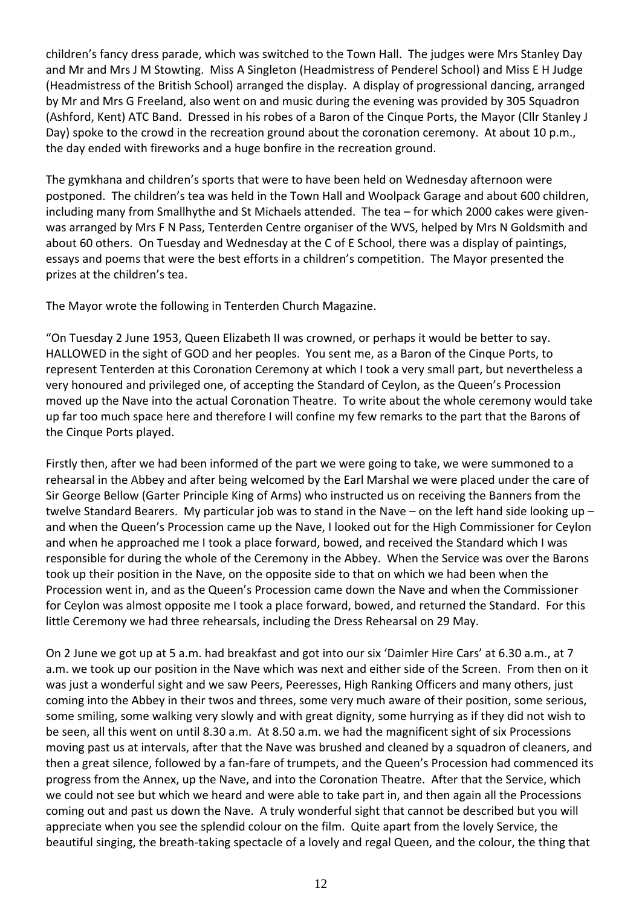children's fancy dress parade, which was switched to the Town Hall. The judges were Mrs Stanley Day and Mr and Mrs J M Stowting. Miss A Singleton (Headmistress of Penderel School) and Miss E H Judge (Headmistress of the British School) arranged the display. A display of progressional dancing, arranged by Mr and Mrs G Freeland, also went on and music during the evening was provided by 305 Squadron (Ashford, Kent) ATC Band. Dressed in his robes of a Baron of the Cinque Ports, the Mayor (Cllr Stanley J Day) spoke to the crowd in the recreation ground about the coronation ceremony. At about 10 p.m., the day ended with fireworks and a huge bonfire in the recreation ground.

The gymkhana and children's sports that were to have been held on Wednesday afternoon were postponed. The children's tea was held in the Town Hall and Woolpack Garage and about 600 children, including many from Smallhythe and St Michaels attended. The tea – for which 2000 cakes were given-was arranged by Mrs F N Pass, Tenterden Centre organiser of the WVS, helped by Mrs N Goldsmith and about 60 others. On Tuesday and Wednesday at the C of E School, there was a display of paintings, essays and poems that were the best efforts in a children's competition. The Mayor presented the prizes at the children's tea.

The Mayor wrote the following in Tenterden Church Magazine.

"On Tuesday 2 June 1953, Queen Elizabeth II was crowned, or perhaps it would be better to say. HALLOWED in the sight of GOD and her peoples. You sent me, as a Baron of the Cinque Ports, to represent Tenterden at this Coronation Ceremony at which I took a very small part, but nevertheless a very honoured and privileged one, of accepting the Standard of Ceylon, as the Queen's Procession moved up the Nave into the actual Coronation Theatre. To write about the whole ceremony would take up far too much space here and therefore I will confine my few remarks to the part that the Barons of the Cinque Ports played.

Firstly then, after we had been informed of the part we were going to take, we were summoned to a rehearsal in the Abbey and after being welcomed by the Earl Marshal we were placed under the care of Sir George Bellow (Garter Principle King of Arms) who instructed us on receiving the Banners from the twelve Standard Bearers. My particular job was to stand in the Nave – on the left hand side looking up – and when the Queen's Procession came up the Nave, I looked out for the High Commissioner for Ceylon and when he approached me I took a place forward, bowed, and received the Standard which I was responsible for during the whole of the Ceremony in the Abbey. When the Service was over the Barons took up their position in the Nave, on the opposite side to that on which we had been when the Procession went in, and as the Queen's Procession came down the Nave and when the Commissioner for Ceylon was almost opposite me I took a place forward, bowed, and returned the Standard. For this little Ceremony we had three rehearsals, including the Dress Rehearsal on 29 May.

On 2 June we got up at 5 a.m. had breakfast and got into our six 'Daimler Hire Cars' at 6.30 a.m., at 7 a.m. we took up our position in the Nave which was next and either side of the Screen. From then on it was just a wonderful sight and we saw Peers, Peeresses, High Ranking Officers and many others, just coming into the Abbey in their twos and threes, some very much aware of their position, some serious, some smiling, some walking very slowly and with great dignity, some hurrying as if they did not wish to be seen, all this went on until 8.30 a.m. At 8.50 a.m. we had the magnificent sight of six Processions moving past us at intervals, after that the Nave was brushed and cleaned by a squadron of cleaners, and then a great silence, followed by a fan-fare of trumpets, and the Queen's Procession had commenced its progress from the Annex, up the Nave, and into the Coronation Theatre. After that the Service, which we could not see but which we heard and were able to take part in, and then again all the Processions coming out and past us down the Nave. A truly wonderful sight that cannot be described but you will appreciate when you see the splendid colour on the film. Quite apart from the lovely Service, the beautiful singing, the breath-taking spectacle of a lovely and regal Queen, and the colour, the thing that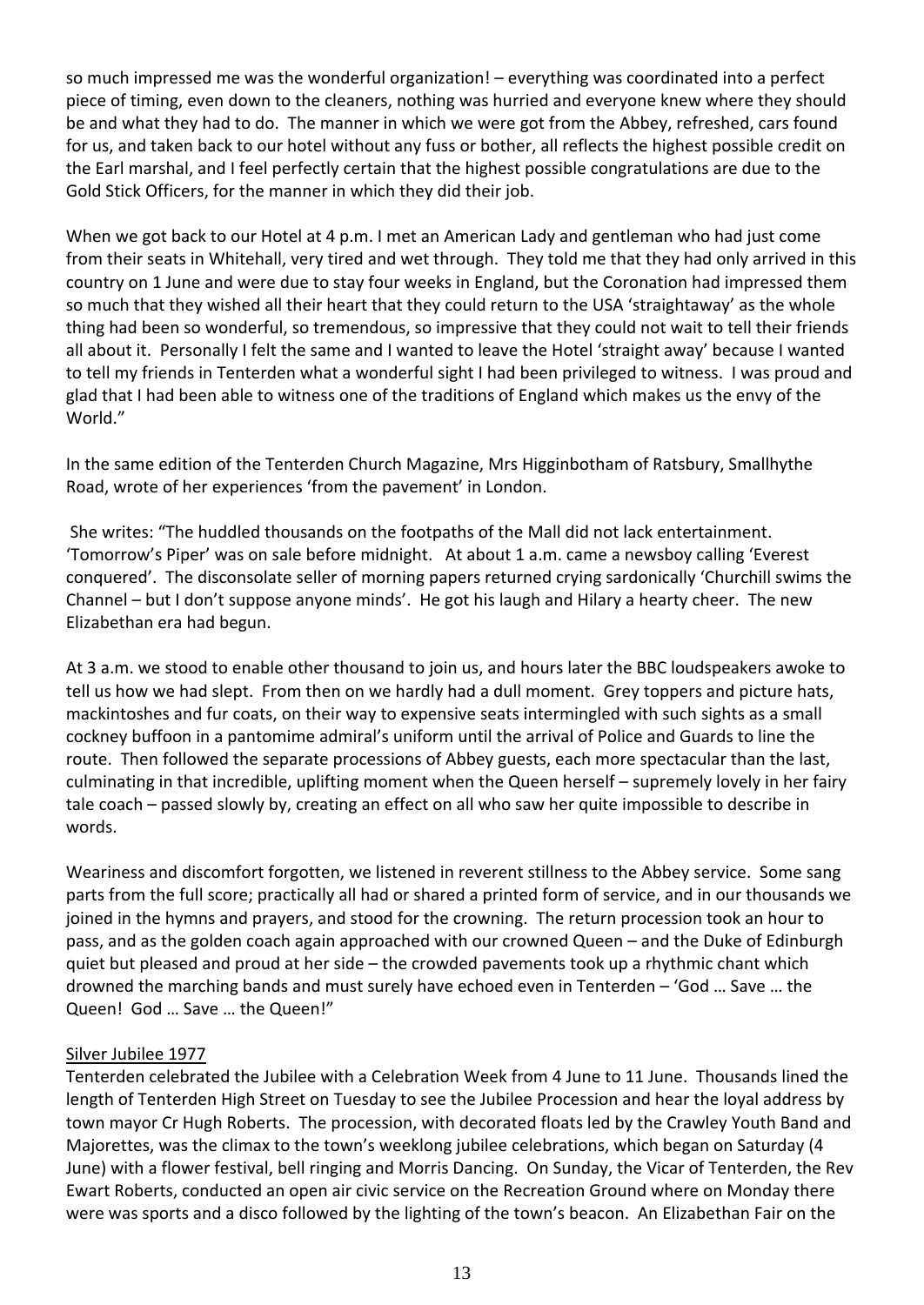so much impressed me was the wonderful organization! – everything was coordinated into a perfect piece of timing, even down to the cleaners, nothing was hurried and everyone knew where they should be and what they had to do. The manner in which we were got from the Abbey, refreshed, cars found for us, and taken back to our hotel without any fuss or bother, all reflects the highest possible credit on the Earl marshal, and I feel perfectly certain that the highest possible congratulations are due to the Gold Stick Officers, for the manner in which they did their job.

When we got back to our Hotel at 4 p.m. I met an American Lady and gentleman who had just come from their seats in Whitehall, very tired and wet through. They told me that they had only arrived in this country on 1 June and were due to stay four weeks in England, but the Coronation had impressed them so much that they wished all their heart that they could return to the USA 'straightaway' as the whole thing had been so wonderful, so tremendous, so impressive that they could not wait to tell their friends all about it. Personally I felt the same and I wanted to leave the Hotel 'straight away' because I wanted to tell my friends in Tenterden what a wonderful sight I had been privileged to witness. I was proud and glad that I had been able to witness one of the traditions of England which makes us the envy of the World."

In the same edition of the Tenterden Church Magazine, Mrs Higginbotham of Ratsbury, Smallhythe Road, wrote of her experiences 'from the pavement' in London.

She writes: "The huddled thousands on the footpaths of the Mall did not lack entertainment. 'Tomorrow's Piper' was on sale before midnight. At about 1 a.m. came a newsboy calling 'Everest conquered'. The disconsolate seller of morning papers returned crying sardonically 'Churchill swims the Channel – but I don't suppose anyone minds'. He got his laugh and Hilary a hearty cheer. The new Elizabethan era had begun.

At 3 a.m. we stood to enable other thousand to join us, and hours later the BBC loudspeakers awoke to tell us how we had slept. From then on we hardly had a dull moment. Grey toppers and picture hats, mackintoshes and fur coats, on their way to expensive seats intermingled with such sights as a small cockney buffoon in a pantomime admiral's uniform until the arrival of Police and Guards to line the route. Then followed the separate processions of Abbey guests, each more spectacular than the last, culminating in that incredible, uplifting moment when the Queen herself – supremely lovely in her fairy tale coach – passed slowly by, creating an effect on all who saw her quite impossible to describe in words.

Weariness and discomfort forgotten, we listened in reverent stillness to the Abbey service. Some sang parts from the full score; practically all had or shared a printed form of service, and in our thousands we joined in the hymns and prayers, and stood for the crowning. The return procession took an hour to pass, and as the golden coach again approached with our crowned Queen – and the Duke of Edinburgh quiet but pleased and proud at her side – the crowded pavements took up a rhythmic chant which drowned the marching bands and must surely have echoed even in Tenterden – 'God … Save … the Queen! God … Save … the Queen!"

## Silver Jubilee 1977

Tenterden celebrated the Jubilee with a Celebration Week from 4 June to 11 June. Thousands lined the length of Tenterden High Street on Tuesday to see the Jubilee Procession and hear the loyal address by town mayor Cr Hugh Roberts. The procession, with decorated floats led by the Crawley Youth Band and Majorettes, was the climax to the town's weeklong jubilee celebrations, which began on Saturday (4 June) with a flower festival, bell ringing and Morris Dancing. On Sunday, the Vicar of Tenterden, the Rev Ewart Roberts, conducted an open air civic service on the Recreation Ground where on Monday there were was sports and a disco followed by the lighting of the town's beacon. An Elizabethan Fair on the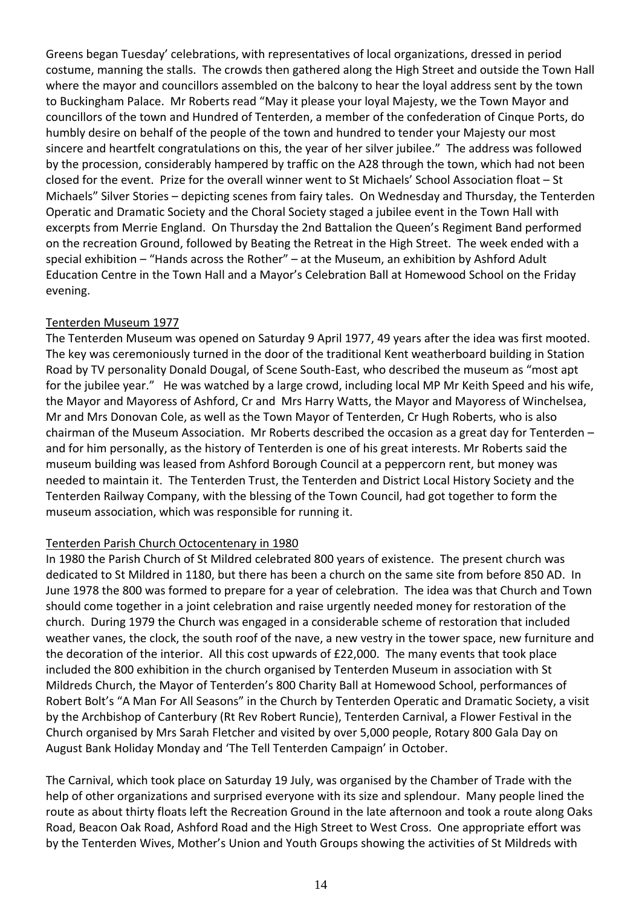Greens began Tuesday' celebrations, with representatives of local organizations, dressed in period costume, manning the stalls. The crowds then gathered along the High Street and outside the Town Hall where the mayor and councillors assembled on the balcony to hear the loyal address sent by the town to Buckingham Palace. Mr Roberts read "May it please your loyal Majesty, we the Town Mayor and councillors of the town and Hundred of Tenterden, a member of the confederation of Cinque Ports, do humbly desire on behalf of the people of the town and hundred to tender your Majesty our most sincere and heartfelt congratulations on this, the year of her silver jubilee." The address was followed by the procession, considerably hampered by traffic on the A28 through the town, which had not been closed for the event. Prize for the overall winner went to St Michaels' School Association float – St Michaels" Silver Stories – depicting scenes from fairy tales. On Wednesday and Thursday, the Tenterden Operatic and Dramatic Society and the Choral Society staged a jubilee event in the Town Hall with excerpts from Merrie England. On Thursday the 2nd Battalion the Queen's Regiment Band performed on the recreation Ground, followed by Beating the Retreat in the High Street. The week ended with a special exhibition – "Hands across the Rother" – at the Museum, an exhibition by Ashford Adult Education Centre in the Town Hall and a Mayor's Celebration Ball at Homewood School on the Friday evening.

<u>Tenterden Museum 1977</u>

The Tenterden Museum was opened on Saturday 9 April 1977, 49 years after the idea was first mooted. The key was ceremoniously turned in the door of the traditional Kent weatherboard building in Station Road by TV personality Donald Dougal, of Scene South-East, who described the museum as "most apt for the jubilee year." He was watched by a large crowd, including local MP Mr Keith Speed and his wife, the Mayor and Mayoress of Ashford, Cr and Mrs Harry Watts, the Mayor and Mayoress of Winchelsea, Mr and Mrs Donovan Cole, as well as the Town Mayor of Tenterden, Cr Hugh Roberts, who is also chairman of the Museum Association. Mr Roberts described the occasion as a great day for Tenterden – and for him personally, as the history of Tenterden is one of his great interests. Mr Roberts said the museum building was leased from Ashford Borough Council at a peppercorn rent, but money was needed to maintain it. The Tenterden Trust, the Tenterden and District Local History Society and the Tenterden Railway Company, with the blessing of the Town Council, had got together to form the museum association, which was responsible for running it.

<u>Tenterden Parish Church Octocentenary in 1980</u>

In 1980 the Parish Church of St Mildred celebrated 800 years of existence. The present church was dedicated to St Mildred in 1180, but there has been a church on the same site from before 850 AD. In June 1978 the 800 was formed to prepare for a year of celebration. The idea was that Church and Town should come together in a joint celebration and raise urgently needed money for restoration of the church. During 1979 the Church was engaged in a considerable scheme of restoration that included weather vanes, the clock, the south roof of the nave, a new vestry in the tower space, new furniture and the decoration of the interior. All this cost upwards of £22,000. The many events that took place included the 800 exhibition in the church organised by Tenterden Museum in association with St Mildreds Church, the Mayor of Tenterden's 800 Charity Ball at Homewood School, performances of Robert Bolt's "A Man For All Seasons" in the Church by Tenterden Operatic and Dramatic Society, a visit by the Archbishop of Canterbury (Rt Rev Robert Runcie), Tenterden Carnival, a Flower Festival in the Church organised by Mrs Sarah Fletcher and visited by over 5,000 people, Rotary 800 Gala Day on August Bank Holiday Monday and 'The Tell Tenterden Campaign' in October.

The Carnival, which took place on Saturday 19 July, was organised by the Chamber of Trade with the help of other organizations and surprised everyone with its size and splendour. Many people lined the route as about thirty floats left the Recreation Ground in the late afternoon and took a route along Oaks Road, Beacon Oak Road, Ashford Road and the High Street to West Cross. One appropriate effort was by the Tenterden Wives, Mother's Union and Youth Groups showing the activities of St Mildreds with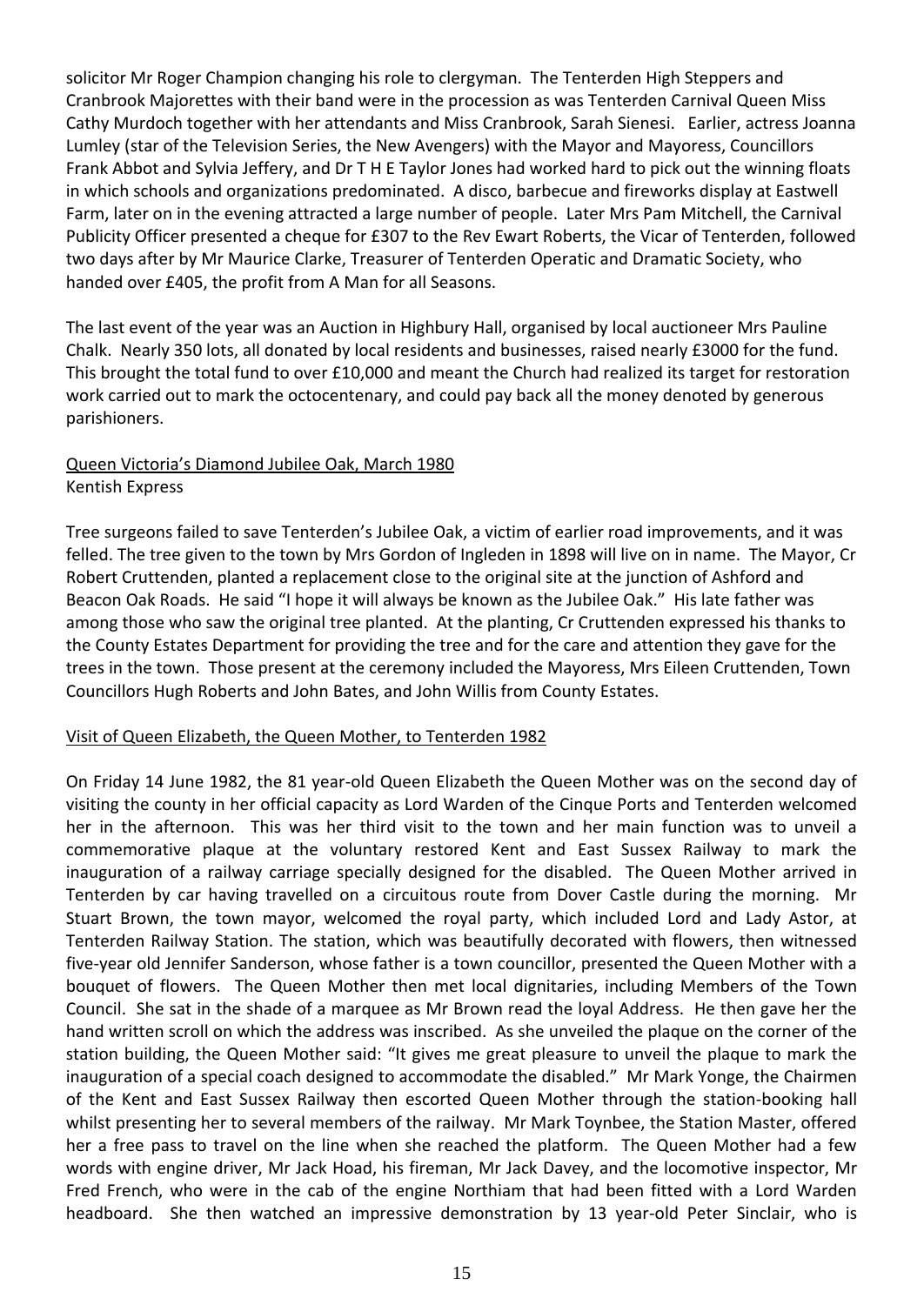solicitor Mr Roger Champion changing his role to clergyman. The Tenterden High Steppers and Cranbrook Majorettes with their band were in the procession as was Tenterden Carnival Queen Miss Cathy Murdoch together with her attendants and Miss Cranbrook, Sarah Sienesi. Earlier, actress Joanna Lumley (star of the Television Series, the New Avengers) with the Mayor and Mayoress, Councillors Frank Abbot and Sylvia Jeffery, and Dr T H E Taylor Jones had worked hard to pick out the winning floats in which schools and organizations predominated. A disco, barbecue and fireworks display at Eastwell Farm, later on in the evening attracted a large number of people. Later Mrs Pam Mitchell, the Carnival Publicity Officer presented a cheque for £307 to the Rev Ewart Roberts, the Vicar of Tenterden, followed two days after by Mr Maurice Clarke, Treasurer of Tenterden Operatic and Dramatic Society, who handed over £405, the profit from A Man for all Seasons.

The last event of the year was an Auction in Highbury Hall, organised by local auctioneer Mrs Pauline Chalk. Nearly 350 lots, all donated by local residents and businesses, raised nearly £3000 for the fund. This brought the total fund to over £10,000 and meant the Church had realized its target for restoration work carried out to mark the octocentenary, and could pay back all the money denoted by generous parishioners.

<u>Queen Victoria's Diamond Jubilee Oak, March 1980</u>
Kentish Express

Tree surgeons failed to save Tenterden's Jubilee Oak, a victim of earlier road improvements, and it was felled. The tree given to the town by Mrs Gordon of Ingleden in 1898 will live on in name. The Mayor, Cr Robert Cruttenden, planted a replacement close to the original site at the junction of Ashford and Beacon Oak Roads. He said "I hope it will always be known as the Jubilee Oak." His late father was among those who saw the original tree planted. At the planting, Cr Cruttenden expressed his thanks to the County Estates Department for providing the tree and for the care and attention they gave for the trees in the town. Those present at the ceremony included the Mayoress, Mrs Eileen Cruttenden, Town Councillors Hugh Roberts and John Bates, and John Willis from County Estates.

<u>Visit of Queen Elizabeth, the Queen Mother, to Tenterden 1982</u>

On Friday 14 June 1982, the 81 year-old Queen Elizabeth the Queen Mother was on the second day of visiting the county in her official capacity as Lord Warden of the Cinque Ports and Tenterden welcomed her in the afternoon. This was her third visit to the town and her main function was to unveil a commemorative plaque at the voluntary restored Kent and East Sussex Railway to mark the inauguration of a railway carriage specially designed for the disabled. The Queen Mother arrived in Tenterden by car having travelled on a circuitous route from Dover Castle during the morning. Mr Stuart Brown, the town mayor, welcomed the royal party, which included Lord and Lady Astor, at Tenterden Railway Station. The station, which was beautifully decorated with flowers, then witnessed five-year old Jennifer Sanderson, whose father is a town councillor, presented the Queen Mother with a bouquet of flowers. The Queen Mother then met local dignitaries, including Members of the Town Council. She sat in the shade of a marquee as Mr Brown read the loyal Address. He then gave her the hand written scroll on which the address was inscribed. As she unveiled the plaque on the corner of the station building, the Queen Mother said: "It gives me great pleasure to unveil the plaque to mark the inauguration of a special coach designed to accommodate the disabled." Mr Mark Yonge, the Chairmen of the Kent and East Sussex Railway then escorted Queen Mother through the station-booking hall whilst presenting her to several members of the railway. Mr Mark Toynbee, the Station Master, offered her a free pass to travel on the line when she reached the platform. The Queen Mother had a few words with engine driver, Mr Jack Hoad, his fireman, Mr Jack Davey, and the locomotive inspector, Mr Fred French, who were in the cab of the engine Northiam that had been fitted with a Lord Warden headboard. She then watched an impressive demonstration by 13 year-old Peter Sinclair, who is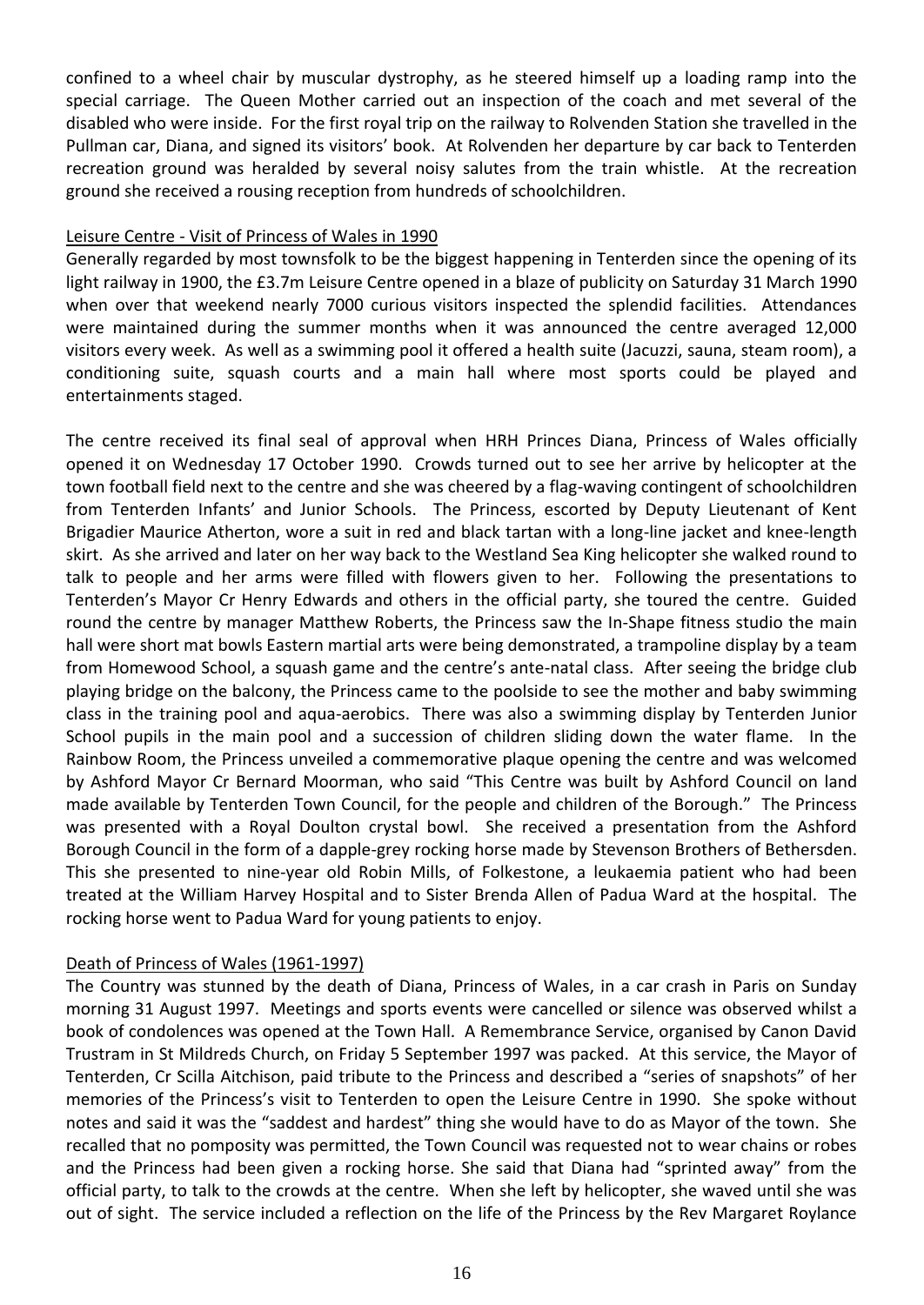confined to a wheel chair by muscular dystrophy, as he steered himself up a loading ramp into the special carriage. The Queen Mother carried out an inspection of the coach and met several of the disabled who were inside. For the first royal trip on the railway to Rolvenden Station she travelled in the Pullman car, Diana, and signed its visitors' book. At Rolvenden her departure by car back to Tenterden recreation ground was heralded by several noisy salutes from the train whistle. At the recreation ground she received a rousing reception from hundreds of schoolchildren.

## Leisure Centre - Visit of Princess of Wales in 1990

Generally regarded by most townsfolk to be the biggest happening in Tenterden since the opening of its light railway in 1900, the £3.7m Leisure Centre opened in a blaze of publicity on Saturday 31 March 1990 when over that weekend nearly 7000 curious visitors inspected the splendid facilities. Attendances were maintained during the summer months when it was announced the centre averaged 12,000 visitors every week. As well as a swimming pool it offered a health suite (Jacuzzi, sauna, steam room), a conditioning suite, squash courts and a main hall where most sports could be played and entertainments staged.

The centre received its final seal of approval when HRH Princes Diana, Princess of Wales officially opened it on Wednesday 17 October 1990. Crowds turned out to see her arrive by helicopter at the town football field next to the centre and she was cheered by a flag-waving contingent of schoolchildren from Tenterden Infants' and Junior Schools. The Princess, escorted by Deputy Lieutenant of Kent Brigadier Maurice Atherton, wore a suit in red and black tartan with a long-line jacket and knee-length skirt. As she arrived and later on her way back to the Westland Sea King helicopter she walked round to talk to people and her arms were filled with flowers given to her. Following the presentations to Tenterden's Mayor Cr Henry Edwards and others in the official party, she toured the centre. Guided round the centre by manager Matthew Roberts, the Princess saw the In-Shape fitness studio the main hall were short mat bowls Eastern martial arts were being demonstrated, a trampoline display by a team from Homewood School, a squash game and the centre's ante-natal class. After seeing the bridge club playing bridge on the balcony, the Princess came to the poolside to see the mother and baby swimming class in the training pool and aqua-aerobics. There was also a swimming display by Tenterden Junior School pupils in the main pool and a succession of children sliding down the water flame. In the Rainbow Room, the Princess unveiled a commemorative plaque opening the centre and was welcomed by Ashford Mayor Cr Bernard Moorman, who said "This Centre was built by Ashford Council on land made available by Tenterden Town Council, for the people and children of the Borough." The Princess was presented with a Royal Doulton crystal bowl. She received a presentation from the Ashford Borough Council in the form of a dapple-grey rocking horse made by Stevenson Brothers of Bethersden. This she presented to nine-year old Robin Mills, of Folkestone, a leukaemia patient who had been treated at the William Harvey Hospital and to Sister Brenda Allen of Padua Ward at the hospital. The rocking horse went to Padua Ward for young patients to enjoy.

## Death of Princess of Wales (1961-1997)

The Country was stunned by the death of Diana, Princess of Wales, in a car crash in Paris on Sunday morning 31 August 1997. Meetings and sports events were cancelled or silence was observed whilst a book of condolences was opened at the Town Hall. A Remembrance Service, organised by Canon David Trustram in St Mildreds Church, on Friday 5 September 1997 was packed. At this service, the Mayor of Tenterden, Cr Scilla Aitchison, paid tribute to the Princess and described a "series of snapshots" of her memories of the Princess's visit to Tenterden to open the Leisure Centre in 1990. She spoke without notes and said it was the "saddest and hardest" thing she would have to do as Mayor of the town. She recalled that no pomposity was permitted, the Town Council was requested not to wear chains or robes and the Princess had been given a rocking horse. She said that Diana had "sprinted away" from the official party, to talk to the crowds at the centre. When she left by helicopter, she waved until she was out of sight. The service included a reflection on the life of the Princess by the Rev Margaret Roylance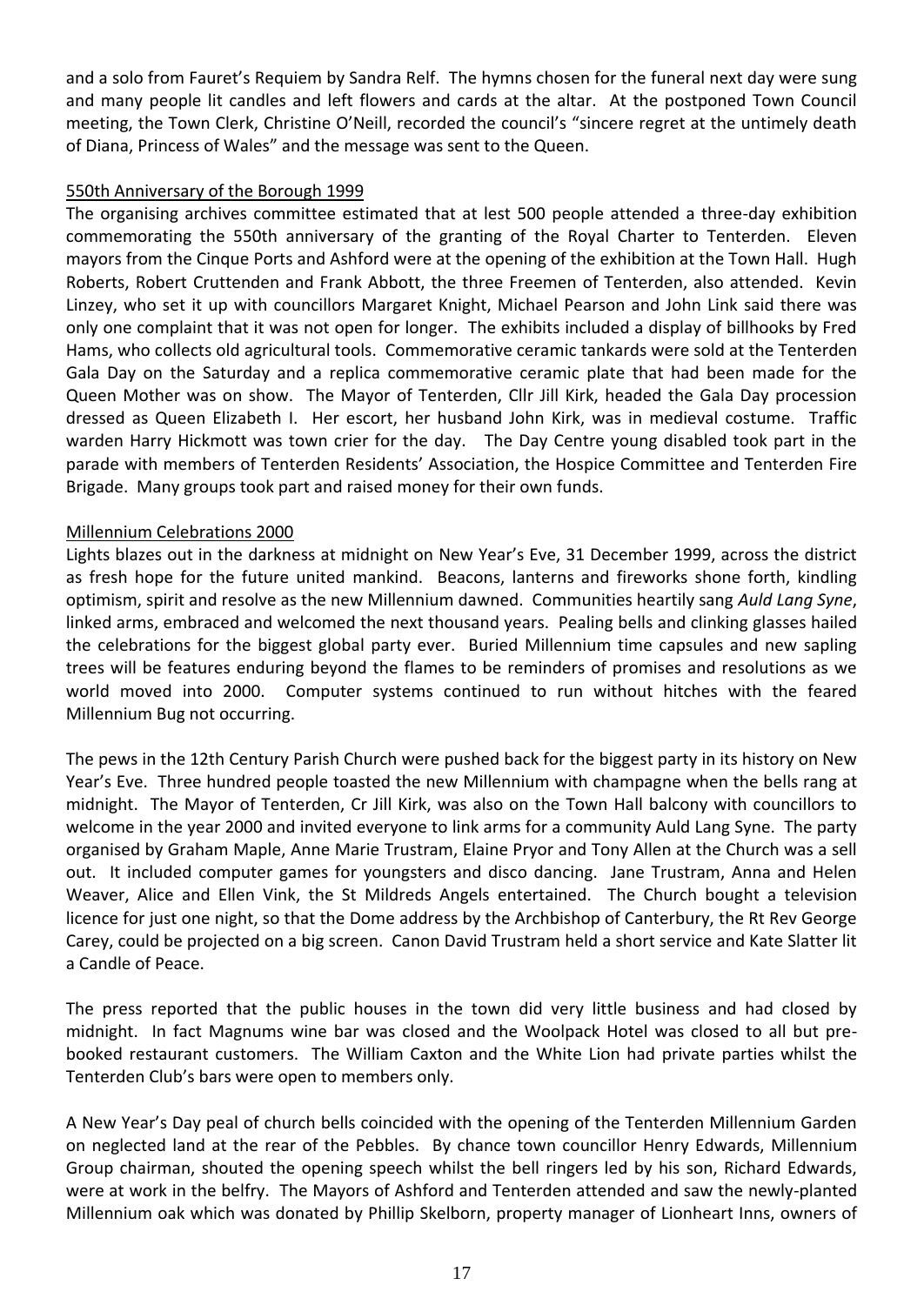and a solo from Fauret's Requiem by Sandra Relf. The hymns chosen for the funeral next day were sung and many people lit candles and left flowers and cards at the altar. At the postponed Town Council meeting, the Town Clerk, Christine O'Neill, recorded the council's "sincere regret at the untimely death of Diana, Princess of Wales" and the message was sent to the Queen.

## 550th Anniversary of the Borough 1999

The organising archives committee estimated that at lest 500 people attended a three-day exhibition commemorating the 550th anniversary of the granting of the Royal Charter to Tenterden. Eleven mayors from the Cinque Ports and Ashford were at the opening of the exhibition at the Town Hall. Hugh Roberts, Robert Cruttenden and Frank Abbott, the three Freemen of Tenterden, also attended. Kevin Linzey, who set it up with councillors Margaret Knight, Michael Pearson and John Link said there was only one complaint that it was not open for longer. The exhibits included a display of billhooks by Fred Hams, who collects old agricultural tools. Commemorative ceramic tankards were sold at the Tenterden Gala Day on the Saturday and a replica commemorative ceramic plate that had been made for the Queen Mother was on show. The Mayor of Tenterden, Cllr Jill Kirk, headed the Gala Day procession dressed as Queen Elizabeth I. Her escort, her husband John Kirk, was in medieval costume. Traffic warden Harry Hickmott was town crier for the day. The Day Centre young disabled took part in the parade with members of Tenterden Residents' Association, the Hospice Committee and Tenterden Fire Brigade. Many groups took part and raised money for their own funds.

## Millennium Celebrations 2000

Lights blazes out in the darkness at midnight on New Year's Eve, 31 December 1999, across the district as fresh hope for the future united mankind. Beacons, lanterns and fireworks shone forth, kindling optimism, spirit and resolve as the new Millennium dawned. Communities heartily sang *Auld Lang Syne*, linked arms, embraced and welcomed the next thousand years. Pealing bells and clinking glasses hailed the celebrations for the biggest global party ever. Buried Millennium time capsules and new sapling trees will be features enduring beyond the flames to be reminders of promises and resolutions as we world moved into 2000. Computer systems continued to run without hitches with the feared Millennium Bug not occurring.

The pews in the 12th Century Parish Church were pushed back for the biggest party in its history on New Year's Eve. Three hundred people toasted the new Millennium with champagne when the bells rang at midnight. The Mayor of Tenterden, Cr Jill Kirk, was also on the Town Hall balcony with councillors to welcome in the year 2000 and invited everyone to link arms for a community Auld Lang Syne. The party organised by Graham Maple, Anne Marie Trustram, Elaine Pryor and Tony Allen at the Church was a sell out. It included computer games for youngsters and disco dancing. Jane Trustram, Anna and Helen Weaver, Alice and Ellen Vink, the St Mildreds Angels entertained. The Church bought a television licence for just one night, so that the Dome address by the Archbishop of Canterbury, the Rt Rev George Carey, could be projected on a big screen. Canon David Trustram held a short service and Kate Slatter lit a Candle of Peace.

The press reported that the public houses in the town did very little business and had closed by midnight. In fact Magnums wine bar was closed and the Woolpack Hotel was closed to all but pre-booked restaurant customers. The William Caxton and the White Lion had private parties whilst the Tenterden Club's bars were open to members only.

A New Year's Day peal of church bells coincided with the opening of the Tenterden Millennium Garden on neglected land at the rear of the Pebbles. By chance town councillor Henry Edwards, Millennium Group chairman, shouted the opening speech whilst the bell ringers led by his son, Richard Edwards, were at work in the belfry. The Mayors of Ashford and Tenterden attended and saw the newly-planted Millennium oak which was donated by Phillip Skelborn, property manager of Lionheart Inns, owners of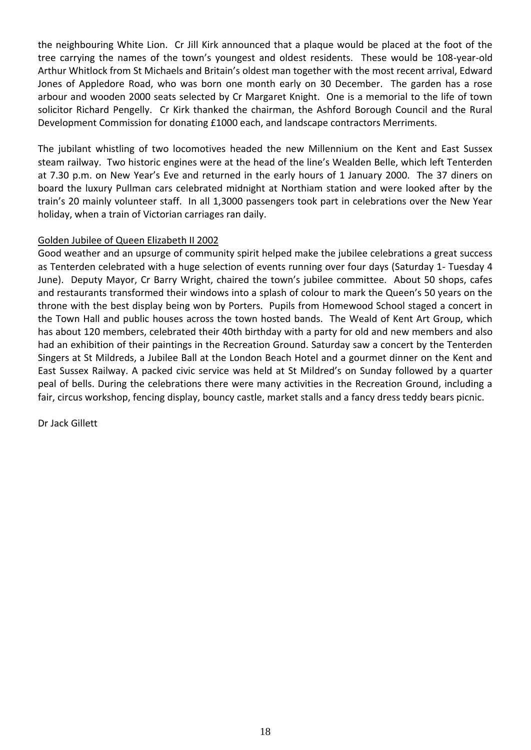the neighbouring White Lion. Cr Jill Kirk announced that a plaque would be placed at the foot of the tree carrying the names of the town's youngest and oldest residents. These would be 108-year-old Arthur Whitlock from St Michaels and Britain's oldest man together with the most recent arrival, Edward Jones of Appledore Road, who was born one month early on 30 December. The garden has a rose arbour and wooden 2000 seats selected by Cr Margaret Knight. One is a memorial to the life of town solicitor Richard Pengelly. Cr Kirk thanked the chairman, the Ashford Borough Council and the Rural Development Commission for donating £1000 each, and landscape contractors Merriments.

The jubilant whistling of two locomotives headed the new Millennium on the Kent and East Sussex steam railway. Two historic engines were at the head of the line's Wealden Belle, which left Tenterden at 7.30 p.m. on New Year's Eve and returned in the early hours of 1 January 2000. The 37 diners on board the luxury Pullman cars celebrated midnight at Northiam station and were looked after by the train's 20 mainly volunteer staff. In all 1,3000 passengers took part in celebrations over the New Year holiday, when a train of Victorian carriages ran daily.

<u>Golden Jubilee of Queen Elizabeth II 2002</u>

Good weather and an upsurge of community spirit helped make the jubilee celebrations a great success as Tenterden celebrated with a huge selection of events running over four days (Saturday 1- Tuesday 4 June). Deputy Mayor, Cr Barry Wright, chaired the town's jubilee committee. About 50 shops, cafes and restaurants transformed their windows into a splash of colour to mark the Queen's 50 years on the throne with the best display being won by Porters. Pupils from Homewood School staged a concert in the Town Hall and public houses across the town hosted bands. The Weald of Kent Art Group, which has about 120 members, celebrated their 40th birthday with a party for old and new members and also had an exhibition of their paintings in the Recreation Ground. Saturday saw a concert by the Tenterden Singers at St Mildreds, a Jubilee Ball at the London Beach Hotel and a gourmet dinner on the Kent and East Sussex Railway. A packed civic service was held at St Mildred's on Sunday followed by a quarter peal of bells. During the celebrations there were many activities in the Recreation Ground, including a fair, circus workshop, fencing display, bouncy castle, market stalls and a fancy dress teddy bears picnic.

Dr Jack Gillett